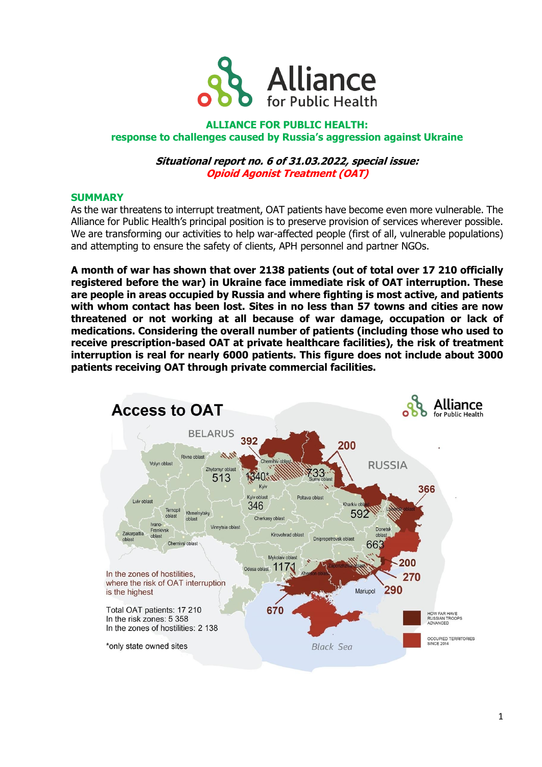## ALLIANCE FOR PUBLIC HEALTH:
## response to challenges caused by Russia's aggression against Ukraine

***Situational report no. 6 of 31.03.2022, special issue:***
***Opioid Agonist Treatment (OAT)***

### SUMMARY

As the war threatens to interrupt treatment, OAT patients have become even more vulnerable. The Alliance for Public Health's principal position is to preserve provision of services wherever possible. We are transforming our activities to help war-affected people (first of all, vulnerable populations) and attempting to ensure the safety of clients, APH personnel and partner NGOs.

**A month of war has shown that over 2138 patients (out of total over 17 210 officially registered before the war) in Ukraine face immediate risk of OAT interruption. These are people in areas occupied by Russia and where fighting is most active, and patients with whom contact has been lost. Sites in no less than 57 towns and cities are now threatened or not working at all because of war damage, occupation or lack of medications. Considering the overall number of patients (including those who used to receive prescription-based OAT at private healthcare facilities), the risk of treatment interruption is real for nearly 6000 patients. This figure does not include about 3000 patients receiving OAT through private commercial facilities.**

**Access to OAT**

In the zones of hostilities, where the risk of OAT interruption is the highest

Total OAT patients: 17 210
In the risk zones: 5 358
In the zones of hostilities: 2 138

*only state owned sites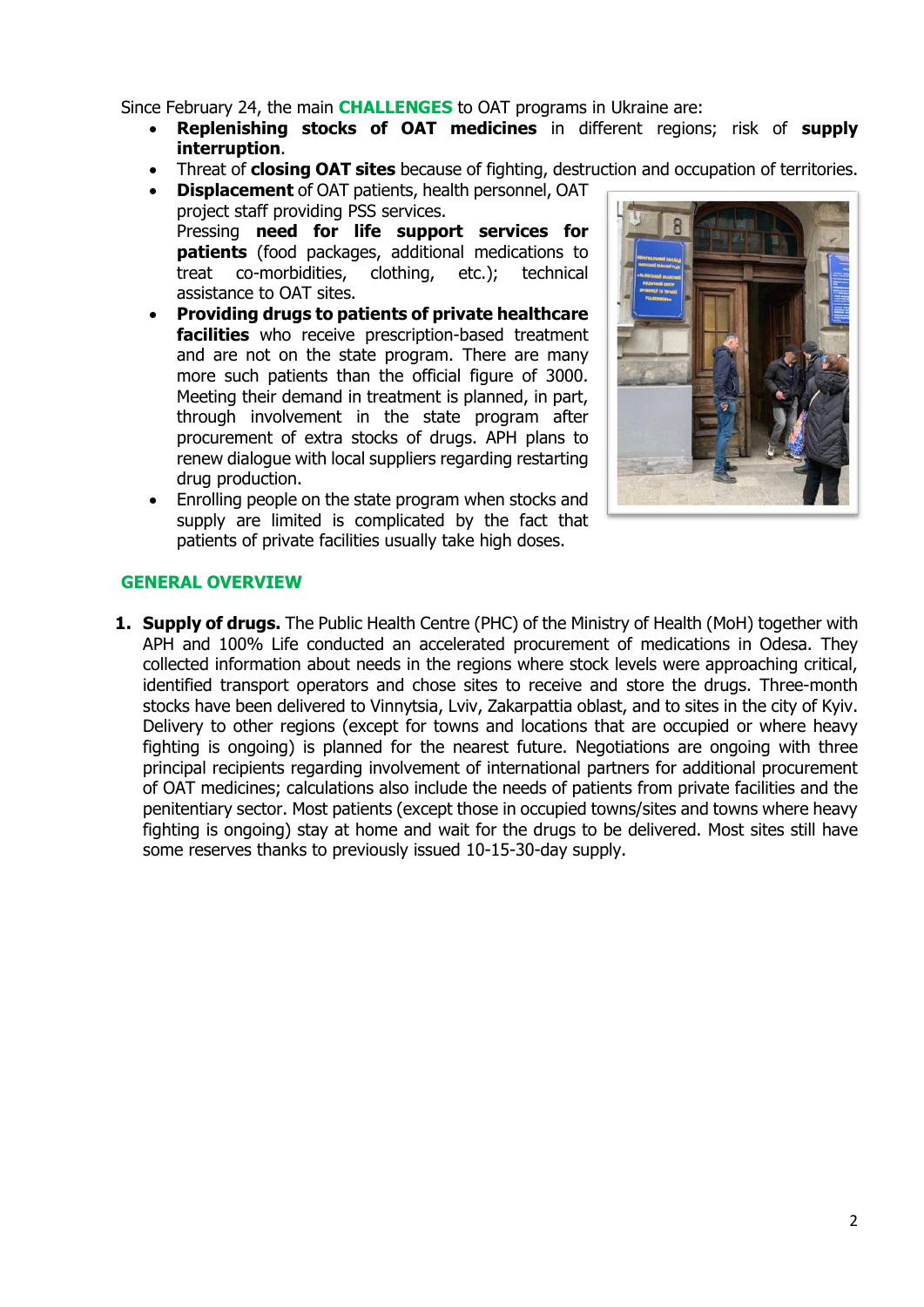Since February 24, the main **CHALLENGES** to OAT programs in Ukraine are:

- **Replenishing stocks of OAT medicines** in different regions; risk of **supply interruption**.
- Threat of **closing OAT sites** because of fighting, destruction and occupation of territories.
- **Displacement** of OAT patients, health personnel, OAT project staff providing PSS services.
  Pressing **need for life support services for patients** (food packages, additional medications to treat co-morbidities, clothing, etc.); technical assistance to OAT sites.
- **Providing drugs to patients of private healthcare facilities** who receive prescription-based treatment and are not on the state program. There are many more such patients than the official figure of 3000. Meeting their demand in treatment is planned, in part, through involvement in the state program after procurement of extra stocks of drugs. APH plans to renew dialogue with local suppliers regarding restarting drug production.
- Enrolling people on the state program when stocks and supply are limited is complicated by the fact that patients of private facilities usually take high doses.

## GENERAL OVERVIEW

1. **Supply of drugs.** The Public Health Centre (PHC) of the Ministry of Health (MoH) together with APH and 100% Life conducted an accelerated procurement of medications in Odesa. They collected information about needs in the regions where stock levels were approaching critical, identified transport operators and chose sites to receive and store the drugs. Three-month stocks have been delivered to Vinnytsia, Lviv, Zakarpattia oblast, and to sites in the city of Kyiv. Delivery to other regions (except for towns and locations that are occupied or where heavy fighting is ongoing) is planned for the nearest future. Negotiations are ongoing with three principal recipients regarding involvement of international partners for additional procurement of OAT medicines; calculations also include the needs of patients from private facilities and the penitentiary sector. Most patients (except those in occupied towns/sites and towns where heavy fighting is ongoing) stay at home and wait for the drugs to be delivered. Most sites still have some reserves thanks to previously issued 10-15-30-day supply.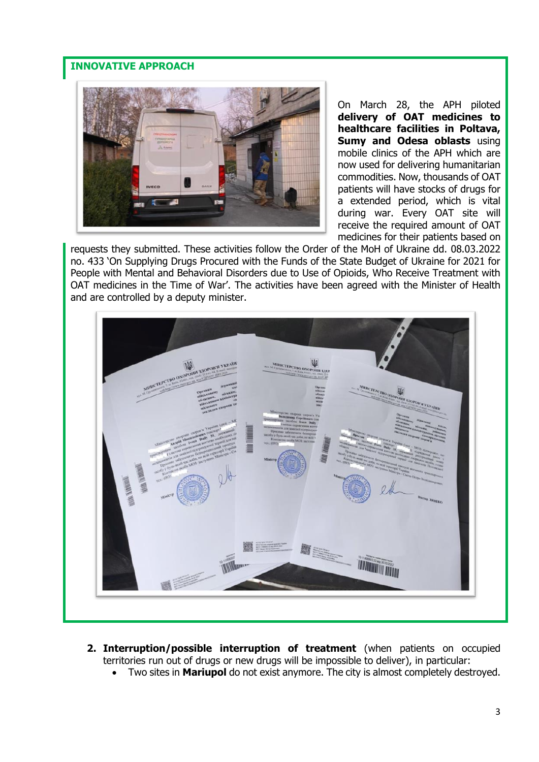**INNOVATIVE APPROACH**

On March 28, the APH piloted **delivery of OAT medicines to healthcare facilities in Poltava, Sumy and Odesa oblasts** using mobile clinics of the APH which are now used for delivering humanitarian commodities. Now, thousands of OAT patients will have stocks of drugs for a extended period, which is vital during war. Every OAT site will receive the required amount of OAT medicines for their patients based on requests they submitted. These activities follow the Order of the MoH of Ukraine dd. 08.03.2022 no. 433 'On Supplying Drugs Procured with the Funds of the State Budget of Ukraine for 2021 for People with Mental and Behavioral Disorders due to Use of Opioids, Who Receive Treatment with OAT medicines in the Time of War'. The activities have been agreed with the Minister of Health and are controlled by a deputy minister.

2. **Interruption/possible interruption of treatment** (when patients on occupied territories run out of drugs or new drugs will be impossible to deliver), in particular:
   - Two sites in **Mariupol** do not exist anymore. The city is almost completely destroyed.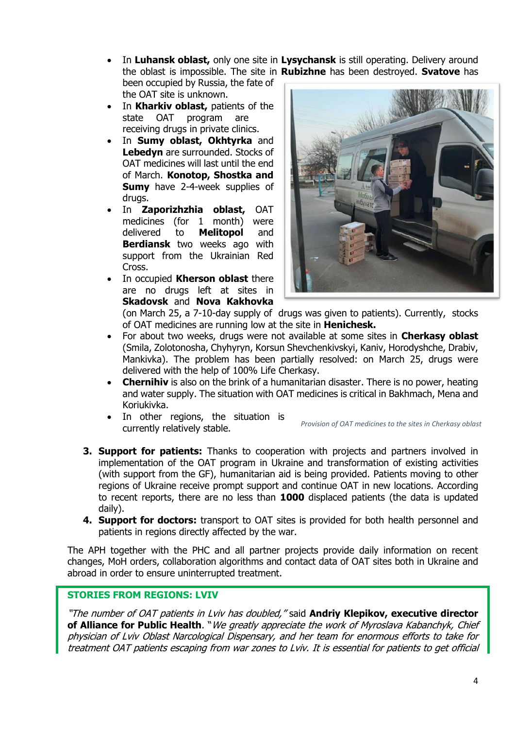- In **Luhansk oblast,** only one site in **Lysychansk** is still operating. Delivery around the oblast is impossible. The site in **Rubizhne** has been destroyed. **Svatove** has been occupied by Russia, the fate of the OAT site is unknown.
- In **Kharkiv oblast,** patients of the state OAT program are receiving drugs in private clinics.
- In **Sumy oblast, Okhtyrka** and **Lebedyn** are surrounded. Stocks of OAT medicines will last until the end of March. **Konotop, Shostka and Sumy** have 2-4-week supplies of drugs.
- In **Zaporizhzhia oblast,** OAT medicines (for 1 month) were delivered to **Melitopol** and **Berdiansk** two weeks ago with support from the Ukrainian Red Cross.
- In occupied **Kherson oblast** there are no drugs left at sites in **Skadovsk** and **Nova Kakhovka** (on March 25, a 7-10-day supply of drugs was given to patients). Currently, stocks of OAT medicines are running low at the site in **Henichesk.**
- For about two weeks, drugs were not available at some sites in **Cherkasy oblast** (Smila, Zolotonosha, Chyhyryn, Korsun Shevchenkivskyi, Kaniv, Horodyshche, Drabiv, Mankivka). The problem has been partially resolved: on March 25, drugs were delivered with the help of 100% Life Cherkasy.
- **Chernihiv** is also on the brink of a humanitarian disaster. There is no power, heating and water supply. The situation with OAT medicines is critical in Bakhmach, Mena and Koriukivka.
- In other regions, the situation is currently relatively stable.

*Provision of OAT medicines to the sites in Cherkasy oblast*

3. **Support for patients:** Thanks to cooperation with projects and partners involved in implementation of the OAT program in Ukraine and transformation of existing activities (with support from the GF), humanitarian aid is being provided. Patients moving to other regions of Ukraine receive prompt support and continue OAT in new locations. According to recent reports, there are no less than **1000** displaced patients (the data is updated daily).
4. **Support for doctors:** transport to OAT sites is provided for both health personnel and patients in regions directly affected by the war.

The APH together with the PHC and all partner projects provide daily information on recent changes, MoH orders, collaboration algorithms and contact data of OAT sites both in Ukraine and abroad in order to ensure uninterrupted treatment.

## STORIES FROM REGIONS: LVIV

*"The number of OAT patients in Lviv has doubled,"* said **Andriy Klepikov, executive director of Alliance for Public Health**. "*We greatly appreciate the work of Myroslava Kabanchyk, Chief physician of Lviv Oblast Narcological Dispensary, and her team for enormous efforts to take for treatment OAT patients escaping from war zones to Lviv. It is essential for patients to get official*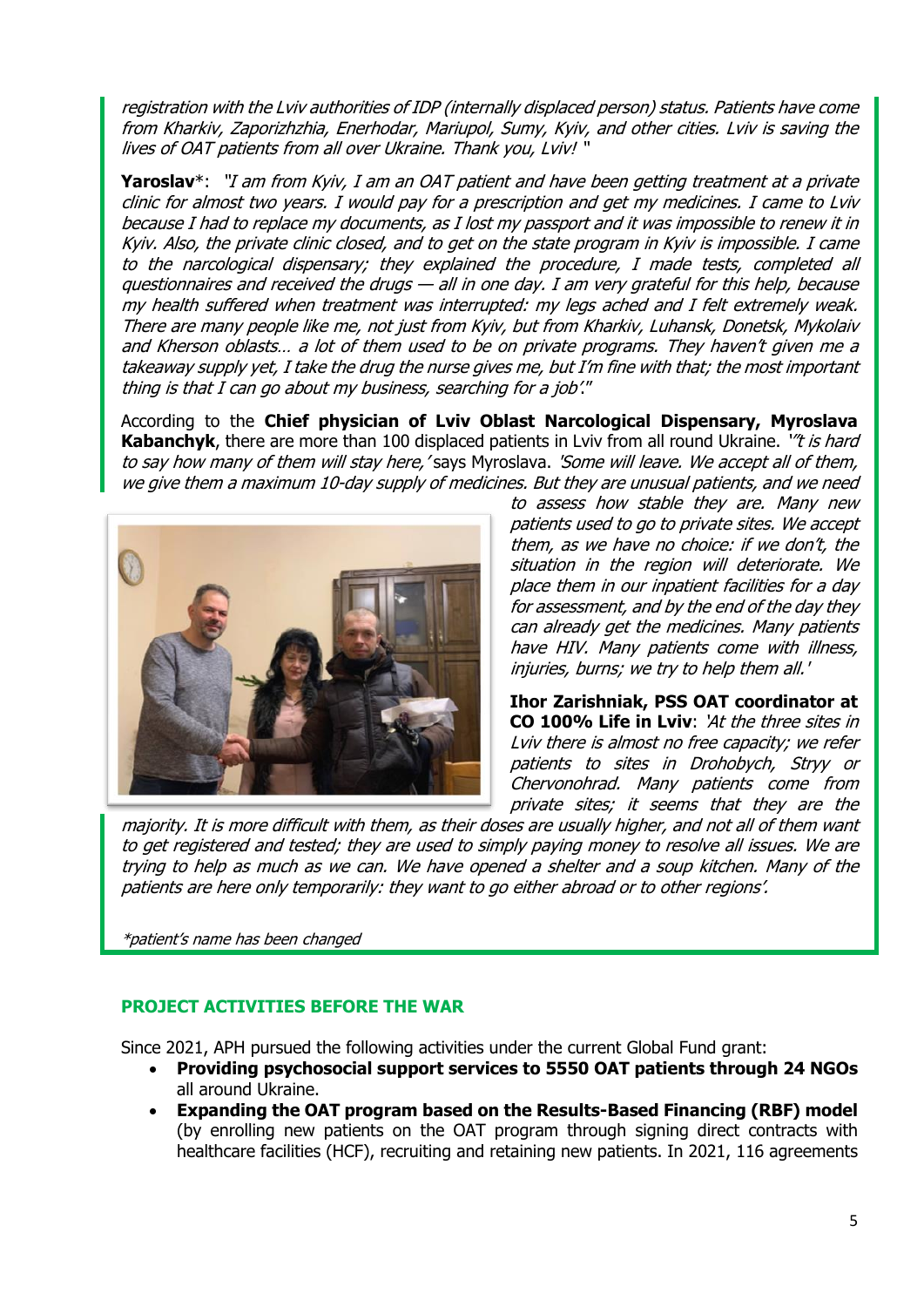*registration with the Lviv authorities of IDP (internally displaced person) status. Patients have come from Kharkiv, Zaporizhzhia, Enerhodar, Mariupol, Sumy, Kyiv, and other cities. Lviv is saving the lives of OAT patients from all over Ukraine. Thank you, Lviv!* "

**Yaroslav***: *"I am from Kyiv, I am an OAT patient and have been getting treatment at a private clinic for almost two years. I would pay for a prescription and get my medicines. I came to Lviv because I had to replace my documents, as I lost my passport and it was impossible to renew it in Kyiv. Also, the private clinic closed, and to get on the state program in Kyiv is impossible. I came to the narcological dispensary; they explained the procedure, I made tests, completed all questionnaires and received the drugs — all in one day. I am very grateful for this help, because my health suffered when treatment was interrupted: my legs ached and I felt extremely weak. There are many people like me, not just from Kyiv, but from Kharkiv, Luhansk, Donetsk, Mykolaiv and Kherson oblasts… a lot of them used to be on private programs. They haven't given me a takeaway supply yet, I take the drug the nurse gives me, but I'm fine with that; the most important thing is that I can go about my business, searching for a job'."*

According to the **Chief physician of Lviv Oblast Narcological Dispensary, Myroslava Kabanchyk**, there are more than 100 displaced patients in Lviv from all round Ukraine. *'"t is hard to say how many of them will stay here,'* says Myroslava. *'Some will leave. We accept all of them, we give them a maximum 10-day supply of medicines. But they are unusual patients, and we need to assess how stable they are. Many new patients used to go to private sites. We accept them, as we have no choice: if we don't, the situation in the region will deteriorate. We place them in our inpatient facilities for a day for assessment, and by the end of the day they can already get the medicines. Many patients have HIV. Many patients come with illness, injuries, burns; we try to help them all.'*

**Ihor Zarishniak, PSS OAT coordinator at CO 100% Life in Lviv**: *'At the three sites in Lviv there is almost no free capacity; we refer patients to sites in Drohobych, Stryy or Chervonohrad. Many patients come from private sites; it seems that they are the majority. It is more difficult with them, as their doses are usually higher, and not all of them want to get registered and tested; they are used to simply paying money to resolve all issues. We are trying to help as much as we can. We have opened a shelter and a soup kitchen. Many of the patients are here only temporarily: they want to go either abroad or to other regions'.*

**patient's name has been changed*

## PROJECT ACTIVITIES BEFORE THE WAR

Since 2021, APH pursued the following activities under the current Global Fund grant:

- **Providing psychosocial support services to 5550 OAT patients through 24 NGOs** all around Ukraine.
- **Expanding the OAT program based on the Results-Based Financing (RBF) model** (by enrolling new patients on the OAT program through signing direct contracts with healthcare facilities (HCF), recruiting and retaining new patients. In 2021, 116 agreements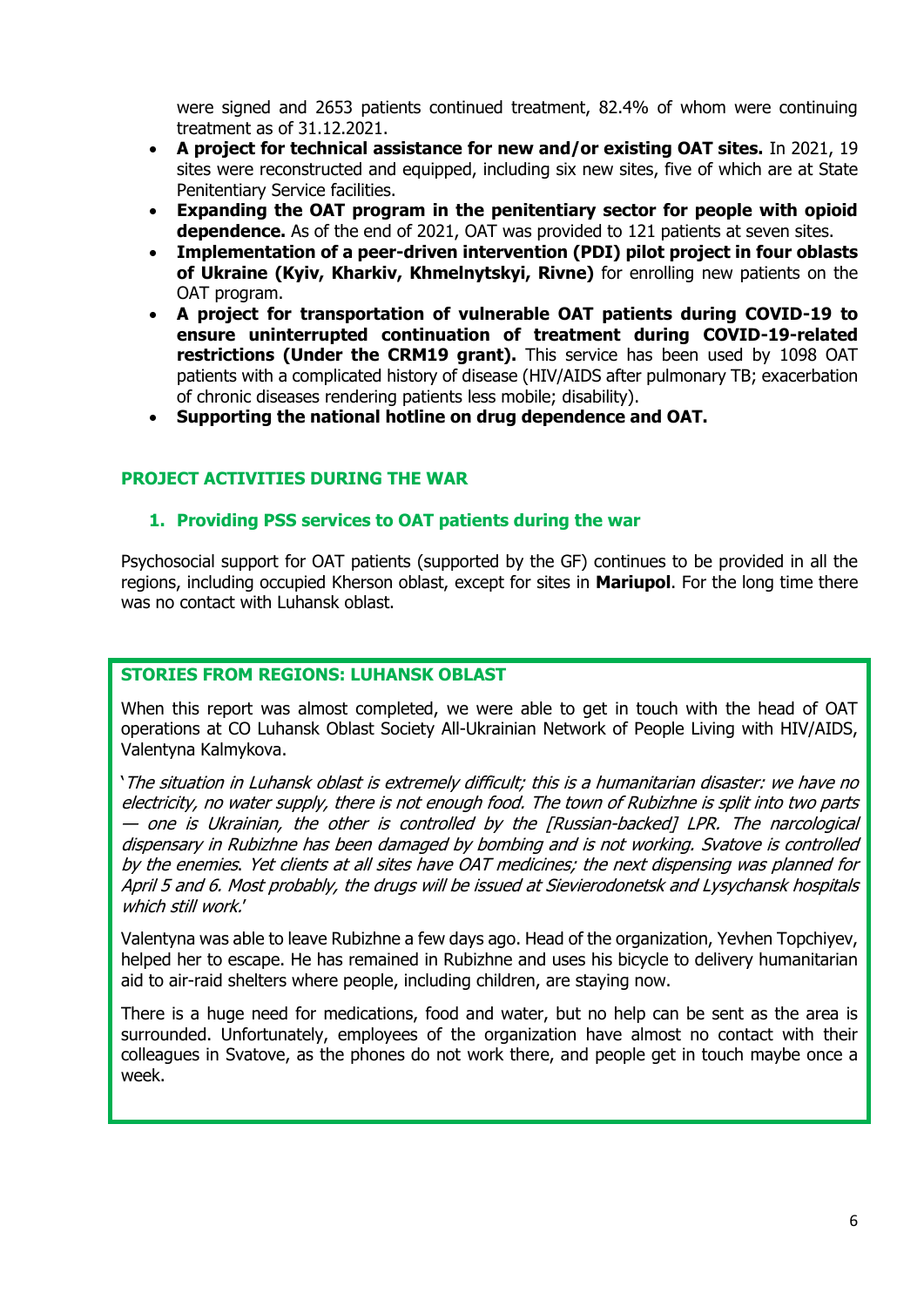were signed and 2653 patients continued treatment, 82.4% of whom were continuing treatment as of 31.12.2021.

- **A project for technical assistance for new and/or existing OAT sites.** In 2021, 19 sites were reconstructed and equipped, including six new sites, five of which are at State Penitentiary Service facilities.
- **Expanding the OAT program in the penitentiary sector for people with opioid dependence.** As of the end of 2021, OAT was provided to 121 patients at seven sites.
- **Implementation of a peer-driven intervention (PDI) pilot project in four oblasts of Ukraine (Kyiv, Kharkiv, Khmelnytskyi, Rivne)** for enrolling new patients on the OAT program.
- **A project for transportation of vulnerable OAT patients during COVID-19 to ensure uninterrupted continuation of treatment during COVID-19-related restrictions (Under the CRM19 grant).** This service has been used by 1098 OAT patients with a complicated history of disease (HIV/AIDS after pulmonary TB; exacerbation of chronic diseases rendering patients less mobile; disability).
- **Supporting the national hotline on drug dependence and OAT.**

## PROJECT ACTIVITIES DURING THE WAR

### 1. Providing PSS services to OAT patients during the war

Psychosocial support for OAT patients (supported by the GF) continues to be provided in all the regions, including occupied Kherson oblast, except for sites in **Mariupol**. For the long time there was no contact with Luhansk oblast.

**STORIES FROM REGIONS: LUHANSK OBLAST**

When this report was almost completed, we were able to get in touch with the head of OAT operations at CO Luhansk Oblast Society All-Ukrainian Network of People Living with HIV/AIDS, Valentyna Kalmykova.

'*The situation in Luhansk oblast is extremely difficult; this is a humanitarian disaster: we have no electricity, no water supply, there is not enough food. The town of Rubizhne is split into two parts — one is Ukrainian, the other is controlled by the [Russian-backed] LPR. The narcological dispensary in Rubizhne has been damaged by bombing and is not working. Svatove is controlled by the enemies. Yet clients at all sites have OAT medicines; the next dispensing was planned for April 5 and 6. Most probably, the drugs will be issued at Sievierodonetsk and Lysychansk hospitals which still work.*'

Valentyna was able to leave Rubizhne a few days ago. Head of the organization, Yevhen Topchiyev, helped her to escape. He has remained in Rubizhne and uses his bicycle to delivery humanitarian aid to air-raid shelters where people, including children, are staying now.

There is a huge need for medications, food and water, but no help can be sent as the area is surrounded. Unfortunately, employees of the organization have almost no contact with their colleagues in Svatove, as the phones do not work there, and people get in touch maybe once a week.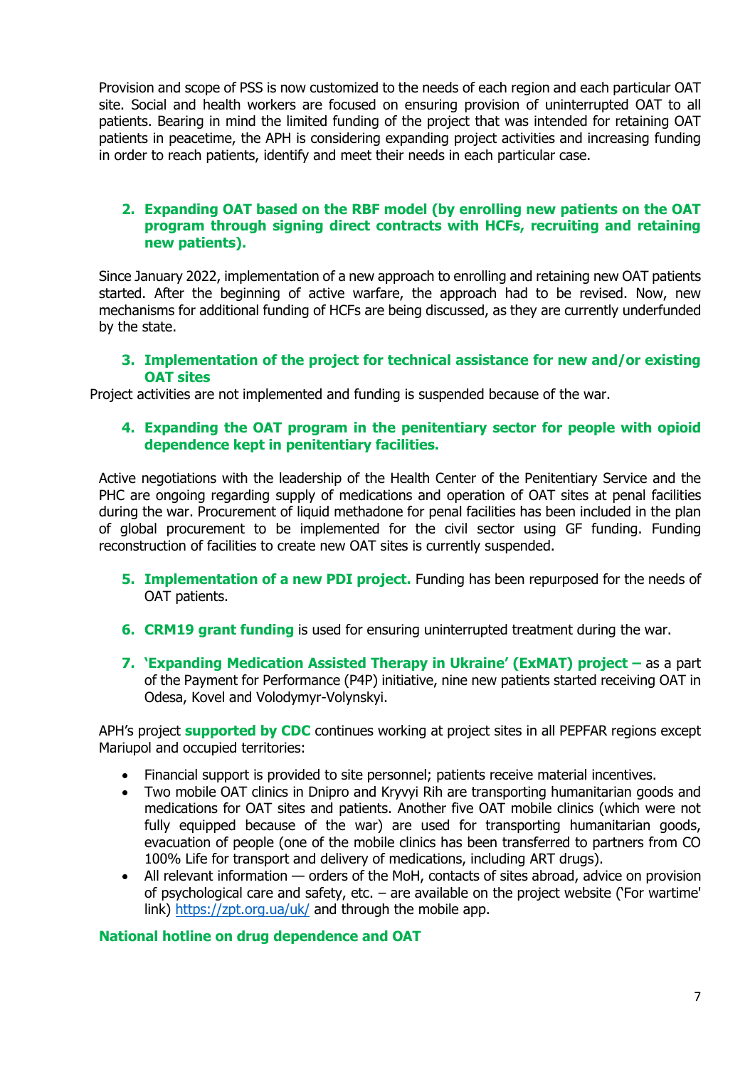Provision and scope of PSS is now customized to the needs of each region and each particular OAT site. Social and health workers are focused on ensuring provision of uninterrupted OAT to all patients. Bearing in mind the limited funding of the project that was intended for retaining OAT patients in peacetime, the APH is considering expanding project activities and increasing funding in order to reach patients, identify and meet their needs in each particular case.

2. **Expanding OAT based on the RBF model (by enrolling new patients on the OAT program through signing direct contracts with HCFs, recruiting and retaining new patients).**

Since January 2022, implementation of a new approach to enrolling and retaining new OAT patients started. After the beginning of active warfare, the approach had to be revised. Now, new mechanisms for additional funding of HCFs are being discussed, as they are currently underfunded by the state.

3. **Implementation of the project for technical assistance for new and/or existing OAT sites**

Project activities are not implemented and funding is suspended because of the war.

4. **Expanding the OAT program in the penitentiary sector for people with opioid dependence kept in penitentiary facilities.**

Active negotiations with the leadership of the Health Center of the Penitentiary Service and the PHC are ongoing regarding supply of medications and operation of OAT sites at penal facilities during the war. Procurement of liquid methadone for penal facilities has been included in the plan of global procurement to be implemented for the civil sector using GF funding. Funding reconstruction of facilities to create new OAT sites is currently suspended.

5. **Implementation of a new PDI project.** Funding has been repurposed for the needs of OAT patients.

6. **CRM19 grant funding** is used for ensuring uninterrupted treatment during the war.

7. **'Expanding Medication Assisted Therapy in Ukraine' (ExMAT) project –** as a part of the Payment for Performance (P4P) initiative, nine new patients started receiving OAT in Odesa, Kovel and Volodymyr-Volynskyi.

APH's project **supported by CDC** continues working at project sites in all PEPFAR regions except Mariupol and occupied territories:

- Financial support is provided to site personnel; patients receive material incentives.
- Two mobile OAT clinics in Dnipro and Kryvyi Rih are transporting humanitarian goods and medications for OAT sites and patients. Another five OAT mobile clinics (which were not fully equipped because of the war) are used for transporting humanitarian goods, evacuation of people (one of the mobile clinics has been transferred to partners from CO 100% Life for transport and delivery of medications, including ART drugs).
- All relevant information — orders of the MoH, contacts of sites abroad, advice on provision of psychological care and safety, etc. – are available on the project website ('For wartime' link) https://zpt.org.ua/uk/ and through the mobile app.

**National hotline on drug dependence and OAT**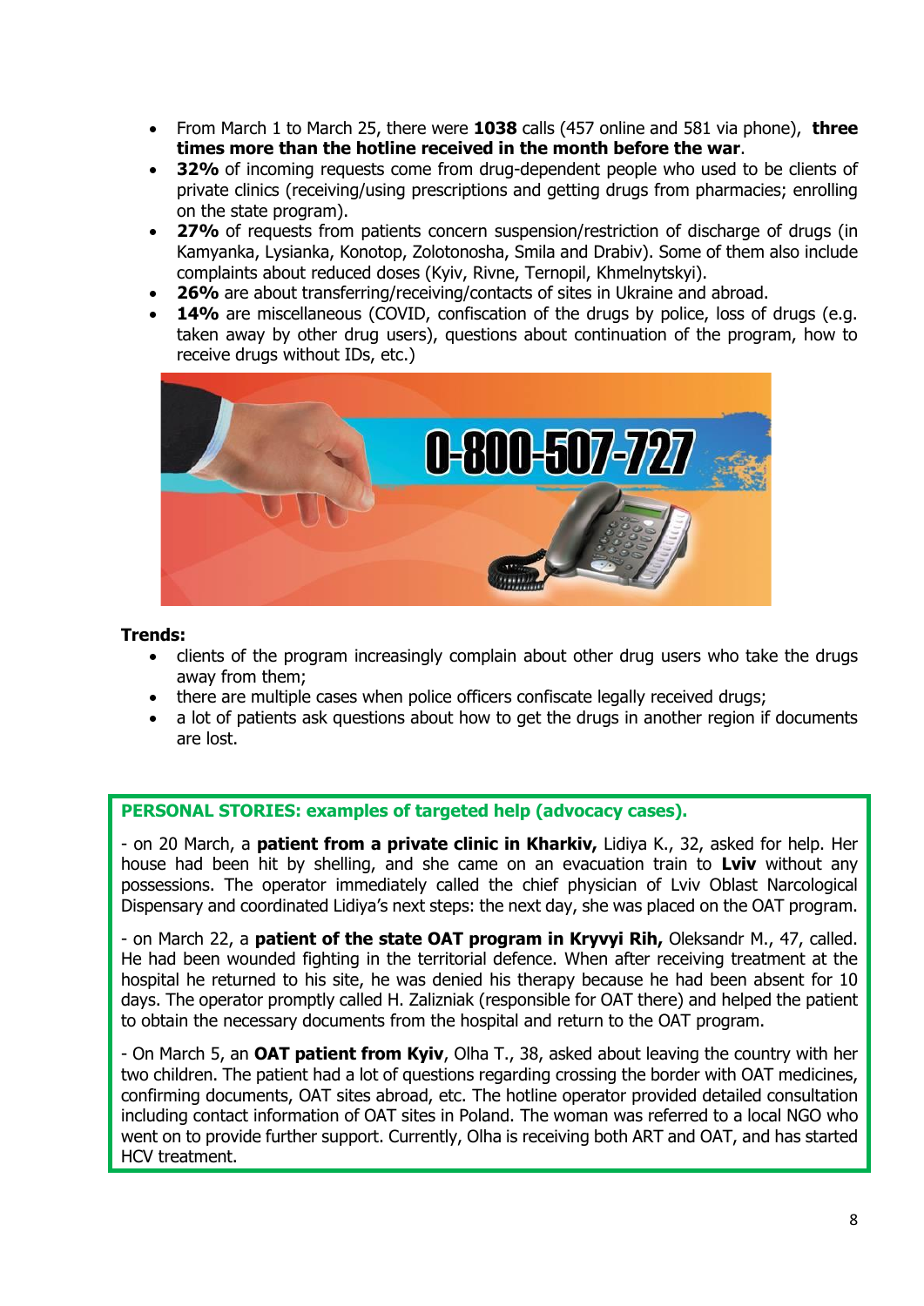- From March 1 to March 25, there were **1038** calls (457 online and 581 via phone), **three times more than the hotline received in the month before the war**.
- **32%** of incoming requests come from drug-dependent people who used to be clients of private clinics (receiving/using prescriptions and getting drugs from pharmacies; enrolling on the state program).
- **27%** of requests from patients concern suspension/restriction of discharge of drugs (in Kamyanka, Lysianka, Konotop, Zolotonosha, Smila and Drabiv). Some of them also include complaints about reduced doses (Kyiv, Rivne, Ternopil, Khmelnytskyi).
- **26%** are about transferring/receiving/contacts of sites in Ukraine and abroad.
- **14%** are miscellaneous (COVID, confiscation of the drugs by police, loss of drugs (e.g. taken away by other drug users), questions about continuation of the program, how to receive drugs without IDs, etc.)

0-800-507-727

**Trends:**

- clients of the program increasingly complain about other drug users who take the drugs away from them;
- there are multiple cases when police officers confiscate legally received drugs;
- a lot of patients ask questions about how to get the drugs in another region if documents are lost.

**PERSONAL STORIES: examples of targeted help (advocacy cases).**

- on 20 March, a **patient from a private clinic in Kharkiv,** Lidiya K., 32, asked for help. Her house had been hit by shelling, and she came on an evacuation train to **Lviv** without any possessions. The operator immediately called the chief physician of Lviv Oblast Narcological Dispensary and coordinated Lidiya's next steps: the next day, she was placed on the OAT program.

- on March 22, a **patient of the state OAT program in Kryvyi Rih,** Oleksandr M., 47, called. He had been wounded fighting in the territorial defence. When after receiving treatment at the hospital he returned to his site, he was denied his therapy because he had been absent for 10 days. The operator promptly called H. Zalizniak (responsible for OAT there) and helped the patient to obtain the necessary documents from the hospital and return to the OAT program.

- On March 5, an **OAT patient from Kyiv**, Olha T., 38, asked about leaving the country with her two children. The patient had a lot of questions regarding crossing the border with OAT medicines, confirming documents, OAT sites abroad, etc. The hotline operator provided detailed consultation including contact information of OAT sites in Poland. The woman was referred to a local NGO who went on to provide further support. Currently, Olha is receiving both ART and OAT, and has started HCV treatment.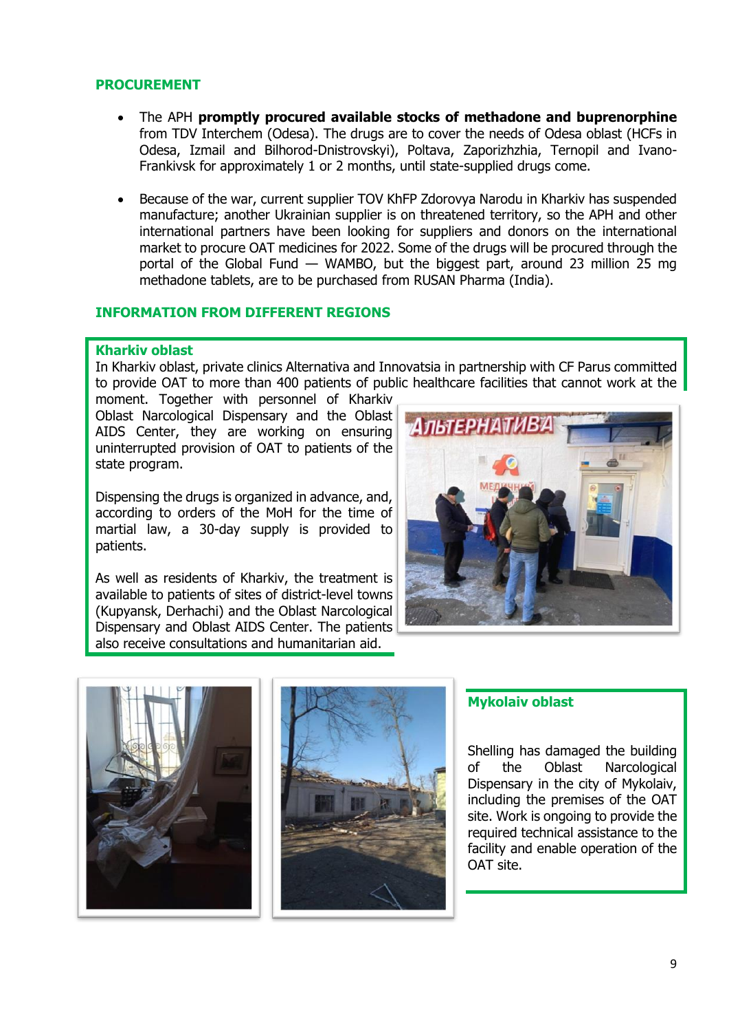## PROCUREMENT

- The APH **promptly procured available stocks of methadone and buprenorphine** from TDV Interchem (Odesa). The drugs are to cover the needs of Odesa oblast (HCFs in Odesa, Izmail and Bilhorod-Dnistrovskyi), Poltava, Zaporizhzhia, Ternopil and Ivano-Frankivsk for approximately 1 or 2 months, until state-supplied drugs come.
- Because of the war, current supplier TOV KhFP Zdorovya Narodu in Kharkiv has suspended manufacture; another Ukrainian supplier is on threatened territory, so the APH and other international partners have been looking for suppliers and donors on the international market to procure OAT medicines for 2022. Some of the drugs will be procured through the portal of the Global Fund — WAMBO, but the biggest part, around 23 million 25 mg methadone tablets, are to be purchased from RUSAN Pharma (India).

## INFORMATION FROM DIFFERENT REGIONS

### Kharkiv oblast

In Kharkiv oblast, private clinics Alternativa and Innovatsia in partnership with CF Parus committed to provide OAT to more than 400 patients of public healthcare facilities that cannot work at the moment. Together with personnel of Kharkiv Oblast Narcological Dispensary and the Oblast AIDS Center, they are working on ensuring uninterrupted provision of OAT to patients of the state program.

Dispensing the drugs is organized in advance, and, according to orders of the MoH for the time of martial law, a 30-day supply is provided to patients.

As well as residents of Kharkiv, the treatment is available to patients of sites of district-level towns (Kupyansk, Derhachi) and the Oblast Narcological Dispensary and Oblast AIDS Center. The patients also receive consultations and humanitarian aid.

### Mykolaiv oblast

Shelling has damaged the building of the Oblast Narcological Dispensary in the city of Mykolaiv, including the premises of the OAT site. Work is ongoing to provide the required technical assistance to the facility and enable operation of the OAT site.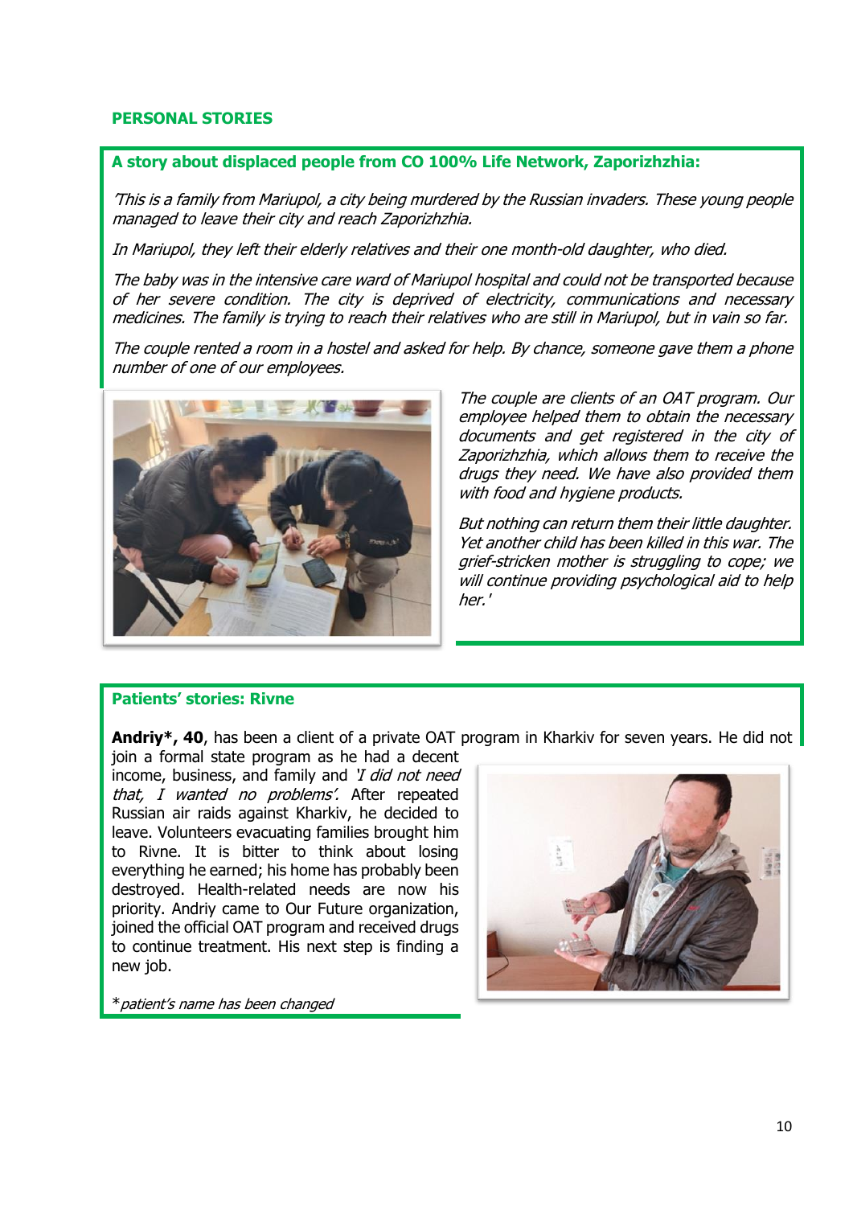## PERSONAL STORIES

### A story about displaced people from CO 100% Life Network, Zaporizhzhia:

*'This is a family from Mariupol, a city being murdered by the Russian invaders. These young people managed to leave their city and reach Zaporizhzhia.*

*In Mariupol, they left their elderly relatives and their one month-old daughter, who died.*

*The baby was in the intensive care ward of Mariupol hospital and could not be transported because of her severe condition. The city is deprived of electricity, communications and necessary medicines. The family is trying to reach their relatives who are still in Mariupol, but in vain so far.*

*The couple rented a room in a hostel and asked for help. By chance, someone gave them a phone number of one of our employees.*

*The couple are clients of an OAT program. Our employee helped them to obtain the necessary documents and get registered in the city of Zaporizhzhia, which allows them to receive the drugs they need. We have also provided them with food and hygiene products.*

*But nothing can return them their little daughter. Yet another child has been killed in this war. The grief-stricken mother is struggling to cope; we will continue providing psychological aid to help her.'*

### Patients' stories: Rivne

**Andriy\*, 40**, has been a client of a private OAT program in Kharkiv for seven years. He did not join a formal state program as he had a decent income, business, and family and *'I did not need that, I wanted no problems'.* After repeated Russian air raids against Kharkiv, he decided to leave. Volunteers evacuating families brought him to Rivne. It is bitter to think about losing everything he earned; his home has probably been destroyed. Health-related needs are now his priority. Andriy came to Our Future organization, joined the official OAT program and received drugs to continue treatment. His next step is finding a new job.

\**patient's name has been changed*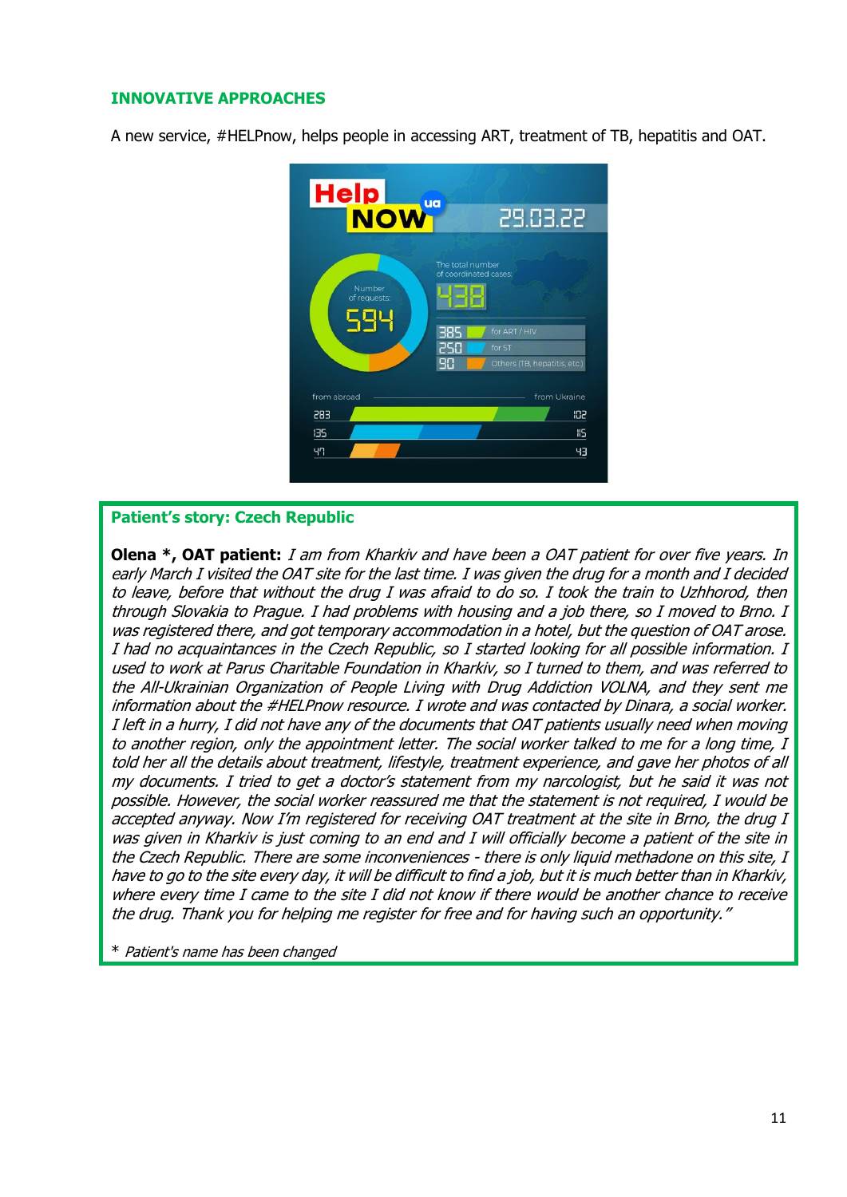## INNOVATIVE APPROACHES

A new service, #HELPnow, helps people in accessing ART, treatment of TB, hepatitis and OAT.

### Patient's story: Czech Republic

**Olena \*, OAT patient:** *I am from Kharkiv and have been a OAT patient for over five years. In early March I visited the OAT site for the last time. I was given the drug for a month and I decided to leave, before that without the drug I was afraid to do so. I took the train to Uzhhorod, then through Slovakia to Prague. I had problems with housing and a job there, so I moved to Brno. I was registered there, and got temporary accommodation in a hotel, but the question of OAT arose. I had no acquaintances in the Czech Republic, so I started looking for all possible information. I used to work at Parus Charitable Foundation in Kharkiv, so I turned to them, and was referred to the All-Ukrainian Organization of People Living with Drug Addiction VOLNA, and they sent me information about the #HELPnow resource. I wrote and was contacted by Dinara, a social worker. I left in a hurry, I did not have any of the documents that OAT patients usually need when moving to another region, only the appointment letter. The social worker talked to me for a long time, I told her all the details about treatment, lifestyle, treatment experience, and gave her photos of all my documents. I tried to get a doctor's statement from my narcologist, but he said it was not possible. However, the social worker reassured me that the statement is not required, I would be accepted anyway. Now I'm registered for receiving OAT treatment at the site in Brno, the drug I was given in Kharkiv is just coming to an end and I will officially become a patient of the site in the Czech Republic. There are some inconveniences - there is only liquid methadone on this site, I have to go to the site every day, it will be difficult to find a job, but it is much better than in Kharkiv, where every time I came to the site I did not know if there would be another chance to receive the drug. Thank you for helping me register for free and for having such an opportunity."*

\* *Patient's name has been changed*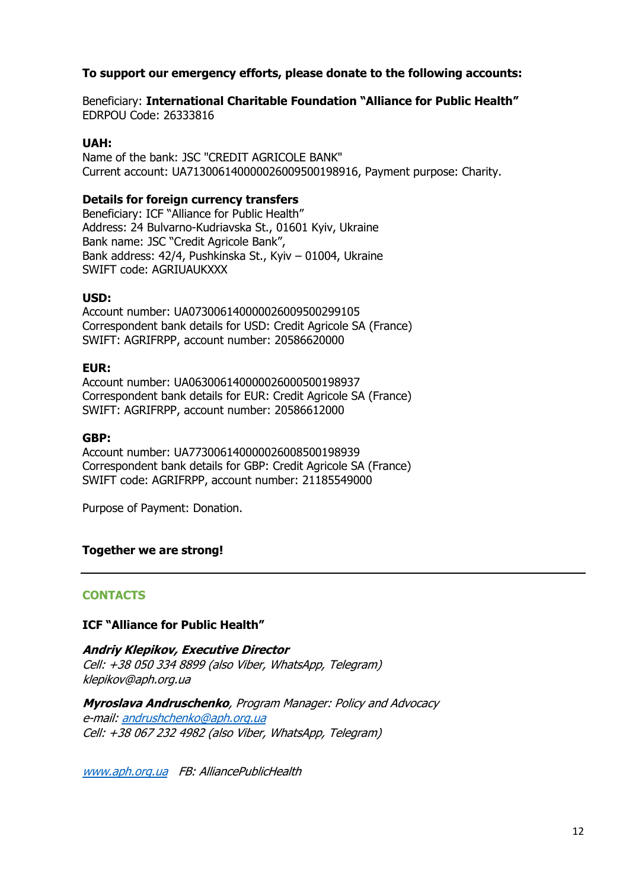**To support our emergency efforts, please donate to the following accounts:**

Beneficiary: **International Charitable Foundation "Alliance for Public Health"**
EDRPOU Code: 26333816

**UAH:**
Name of the bank: JSC "CREDIT AGRICOLE BANK"
Current account: UA713006140000026009500198916, Payment purpose: Charity.

**Details for foreign currency transfers**
Beneficiary: ICF "Alliance for Public Health"
Address: 24 Bulvarno-Kudriavska St., 01601 Kyiv, Ukraine
Bank name: JSC "Credit Agricole Bank",
Bank address: 42/4, Pushkinska St., Kyiv – 01004, Ukraine
SWIFT code: AGRIUAUKXXX

**USD:**
Account number: UA073006140000026009500299105
Correspondent bank details for USD: Credit Agricole SA (France)
SWIFT: AGRIFRPP, account number: 20586620000

**EUR:**
Account number: UA063006140000026000500198937
Correspondent bank details for EUR: Credit Agricole SA (France)
SWIFT: AGRIFRPP, account number: 20586612000

**GBP:**
Account number: UA773006140000026008500198939
Correspondent bank details for GBP: Credit Agricole SA (France)
SWIFT code: AGRIFRPP, account number: 21185549000

Purpose of Payment: Donation.

**Together we are strong!**

---

## CONTACTS

**ICF "Alliance for Public Health"**

***Andriy Klepikov, Executive Director***
*Cell: +38 050 334 8899 (also Viber, WhatsApp, Telegram)*
*klepikov@aph.org.ua*

***Myroslava Andruschenko****, Program Manager: Policy and Advocacy*
*e-mail: andrushchenko@aph.org.ua*
*Cell: +38 067 232 4982 (also Viber, WhatsApp, Telegram)*

*www.aph.org.ua* *FB: AlliancePublicHealth*